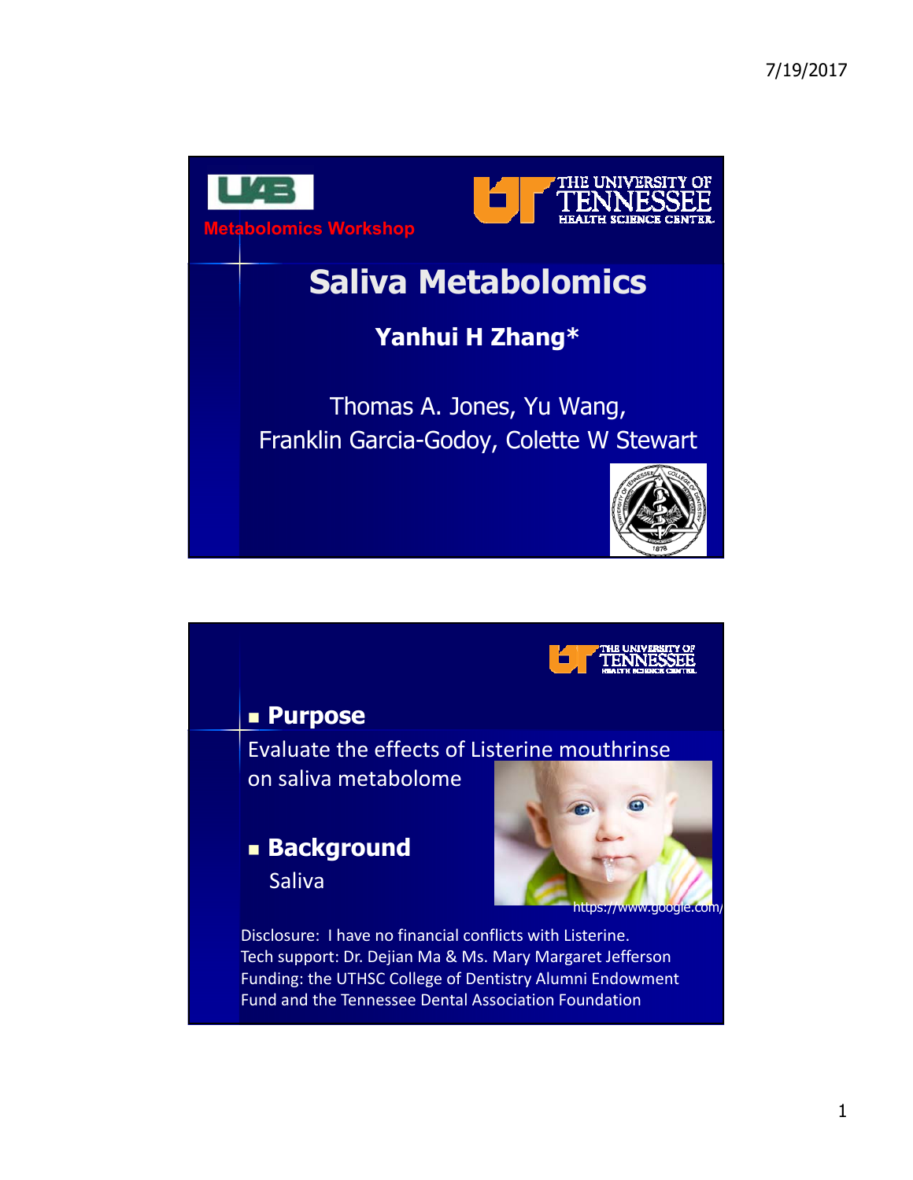Metabolomics Workshop

THE UNIVERSITY OF TENNESSEE HEALTH SCIENCE CENTER

# Saliva Metabolomics

**Yanhui H Zhang***

Thomas A. Jones, Yu Wang, Franklin Garcia-Godoy, Colette W Stewart

---

THE UNIVERSITY OF TENNESSEE HEALTH SCIENCE CENTER

- **Purpose**

Evaluate the effects of Listerine mouthrinse on saliva metabolome

- **Background**

  Saliva

https://www.google.com/

Disclosure: I have no financial conflicts with Listerine.
Tech support: Dr. Dejian Ma & Ms. Mary Margaret Jefferson
Funding: the UTHSC College of Dentistry Alumni Endowment Fund and the Tennessee Dental Association Foundation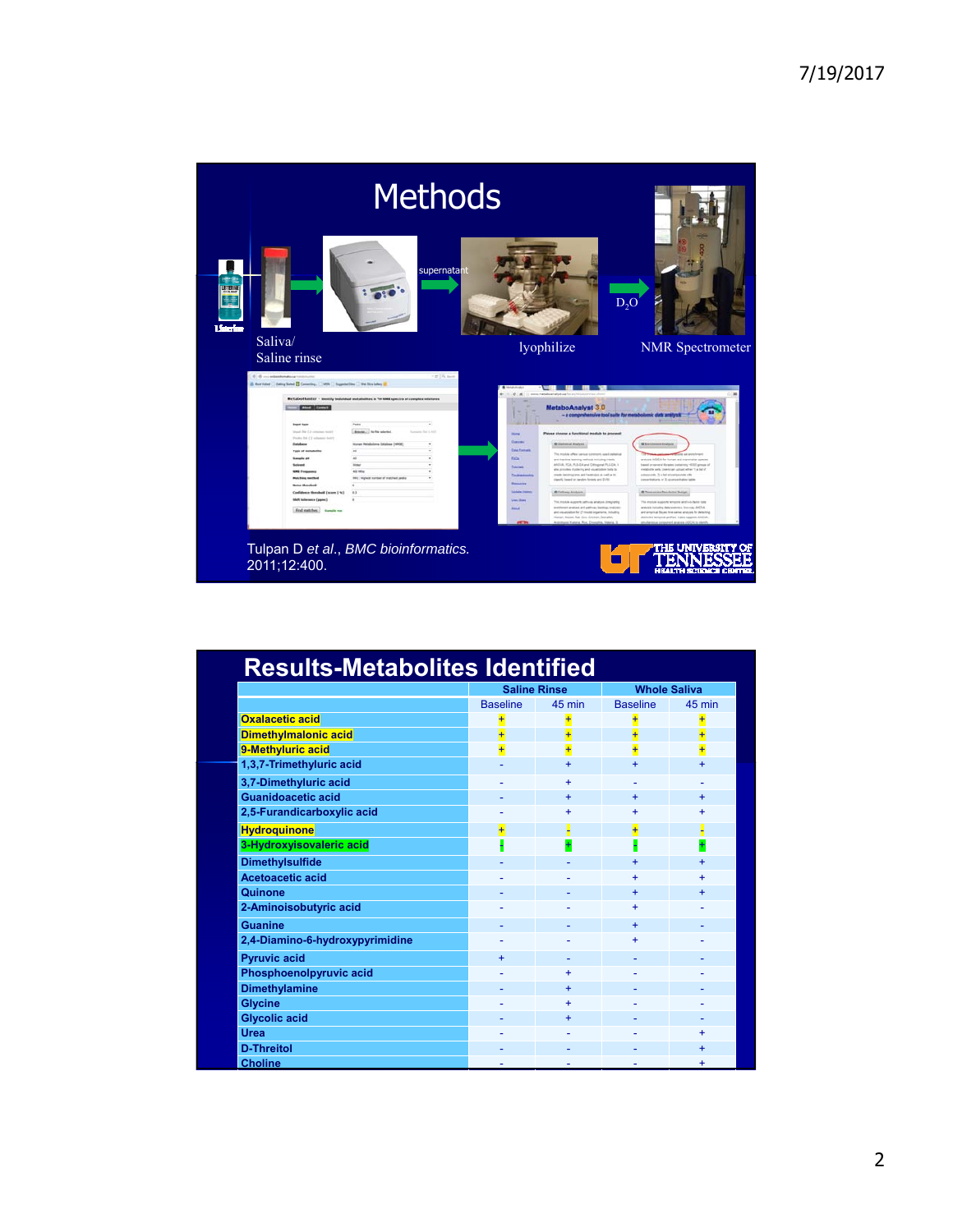# Methods

Saliva/ Saline rinse → supernatant → lyophilize → $D_2O$ → NMR Spectrometer

Tulpan D *et al.*, *BMC bioinformatics.* 2011;12:400.

# Results-Metabolites Identified

| | Saline Rinse | | Whole Saliva | |
|---|---|---|---|---|
| | Baseline | 45 min | Baseline | 45 min |
| Oxalacetic acid | + | + | + | + |
| Dimethylmalonic acid | + | + | + | + |
| 9-Methyluric acid | + | + | + | + |
| 1,3,7-Trimethyluric acid | - | + | + | + |
| 3,7-Dimethyluric acid | - | + | - | - |
| Guanidoacetic acid | - | + | + | + |
| 2,5-Furandicarboxylic acid | - | + | + | + |
| Hydroquinone | + | - | + | - |
| 3-Hydroxyisovaleric acid | - | + | - | + |
| Dimethylsulfide | - | - | + | + |
| Acetoacetic acid | - | - | + | + |
| Quinone | - | - | + | + |
| 2-Aminoisobutyric acid | - | - | + | - |
| Guanine | - | - | + | - |
| 2,4-Diamino-6-hydroxypyrimidine | - | - | + | - |
| Pyruvic acid | + | - | - | - |
| Phosphoenolpyruvic acid | - | + | - | - |
| Dimethylamine | - | + | - | - |
| Glycine | - | + | - | - |
| Glycolic acid | - | + | - | - |
| Urea | - | - | - | + |
| D-Threitol | - | - | - | + |
| Choline | - | - | - | + |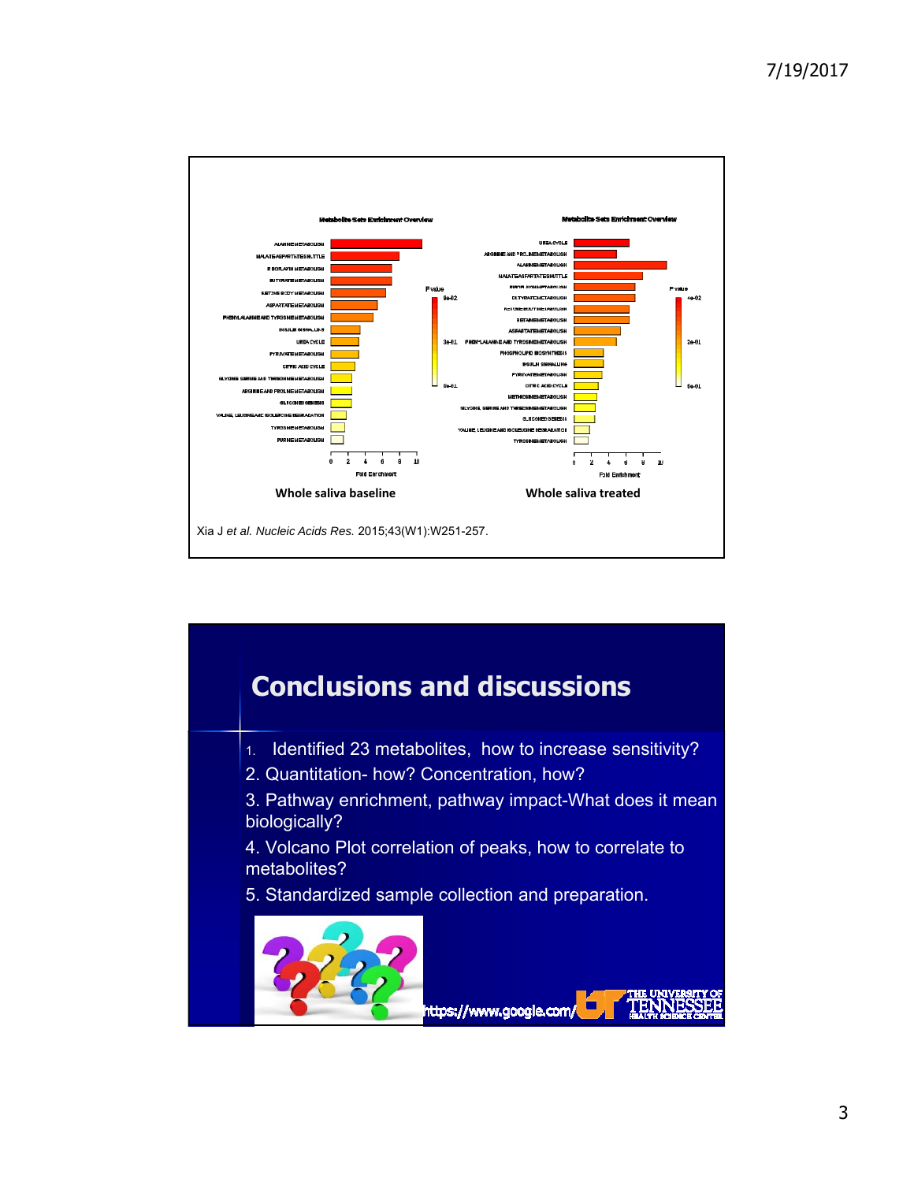Metabolite Sets Enrichment Overview

ALANINE METABOLISM
MALATE-ASPARTATE SHUTTLE
RIBOFLAVIN METABOLISM
BUTYRATE METABOLISM
KETONE BODY METABOLISM
ASPARTATE METABOLISM
PHENYLALANINE AND TYROSINE METABOLISM
INSULIN SIGNALLING
UREA CYCLE
PYRUVATE METABOLISM
CITRIC ACID CYCLE
GLYCINE SERINE AND THREONINE METABOLISM
ARGININE AND PROLINE METABOLISM
GLUCONEOGENESIS
VALINE, LEUCINE AND ISOLEUCINE DEGRADATION
TYROSINE METABOLISM
PURINE METABOLISM

P value
9e-02
3e-01
5e-01

0 2 4 6 8 10
Fold Enrichment

**Whole saliva baseline**

Metabolite Sets Enrichment Overview

UREA CYCLE
ARGININE AND PROLINE METABOLISM
ALANINE METABOLISM
MALATE-ASPARTATE SHUTTLE
BUTYRATE METABOLISM
KETONE BODY METABOLISM
BETAINE METABOLISM
ASPARTATE METABOLISM
PHENYLALANINE AND TYROSINE METABOLISM
PHOSPHOLIPID BIOSYNTHESIS
INSULIN SIGNALLING
PYRUVATE METABOLISM
CITRIC ACID CYCLE
METHIONINE METABOLISM
GLYCINE, SERINE AND THREONINE METABOLISM
GLUCONEOGENESIS
VALINE, LEUCINE AND ISOLEUCINE DEGRADATION
TYROSINE METABOLISM

P value
4e-02
2e-01
5e-01

0 2 4 6 8 10
Fold Enrichment

**Whole saliva treated**

Xia J *et al. Nucleic Acids Res.* 2015;43(W1):W251-257.

## Conclusions and discussions

1. Identified 23 metabolites, how to increase sensitivity?
2. Quantitation- how? Concentration, how?
3. Pathway enrichment, pathway impact-What does it mean biologically?
4. Volcano Plot correlation of peaks, how to correlate to metabolites?
5. Standardized sample collection and preparation.

https://www.google.com/

THE UNIVERSITY OF TENNESSEE HEALTH SCIENCE CENTER